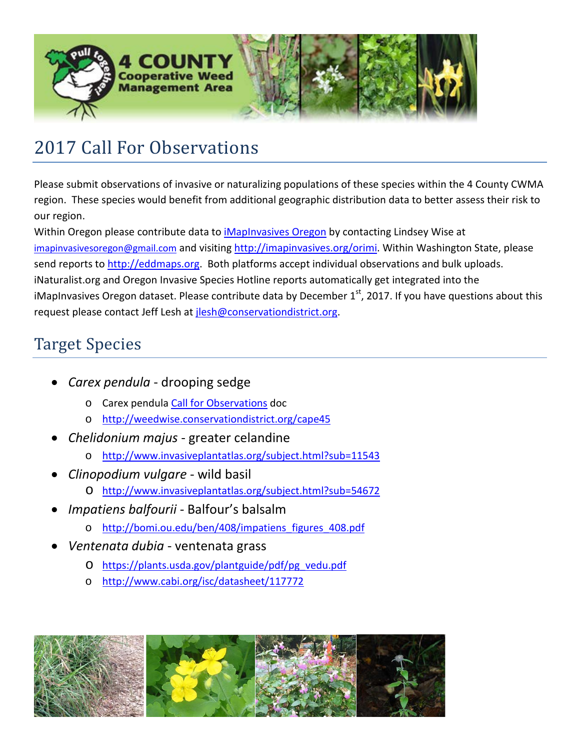# 2017 Call For Observations

Please submit observations of invasive or naturalizing populations of these species within the 4 County CWMA region. These species would benefit from additional geographic distribution data to better assess their risk to our region.

Within Oregon please contribute data to iMapInvasives Oregon by contacting Lindsey Wise at imapinvasivesoregon@gmail.com and visiting http://imapinvasives.org/orimi. Within Washington State, please send reports to http://eddmaps.org. Both platforms accept individual observations and bulk uploads. iNaturalist.org and Oregon Invasive Species Hotline reports automatically get integrated into the iMapInvasives Oregon dataset. Please contribute data by December 1st, 2017. If you have questions about this request please contact Jeff Lesh at jlesh@conservationdistrict.org.

## Target Species

- *Carex pendula* - drooping sedge
  - Carex pendula Call for Observations doc
  - http://weedwise.conservationdistrict.org/cape45
- *Chelidonium majus* - greater celandine
  - http://www.invasiveplantatlas.org/subject.html?sub=11543
- *Clinopodium vulgare* - wild basil
  - http://www.invasiveplantatlas.org/subject.html?sub=54672
- *Impatiens balfourii* - Balfour's balsalm
  - http://bomi.ou.edu/ben/408/impatiens_figures_408.pdf
- *Ventenata dubia* - ventenata grass
  - https://plants.usda.gov/plantguide/pdf/pg_vedu.pdf
  - http://www.cabi.org/isc/datasheet/117772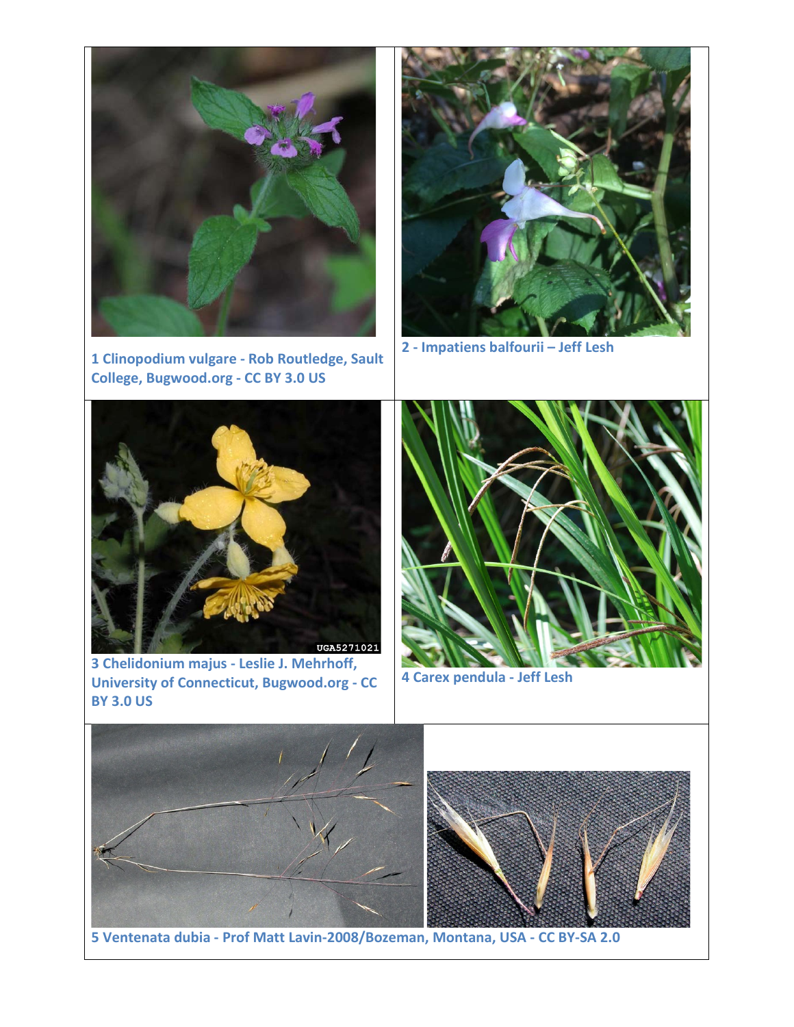1 Clinopodium vulgare - Rob Routledge, Sault College, Bugwood.org - CC BY 3.0 US

2 - Impatiens balfourii – Jeff Lesh

3 Chelidonium majus - Leslie J. Mehrhoff, University of Connecticut, Bugwood.org - CC BY 3.0 US

4 Carex pendula - Jeff Lesh

5 Ventenata dubia - Prof Matt Lavin-2008/Bozeman, Montana, USA - CC BY-SA 2.0